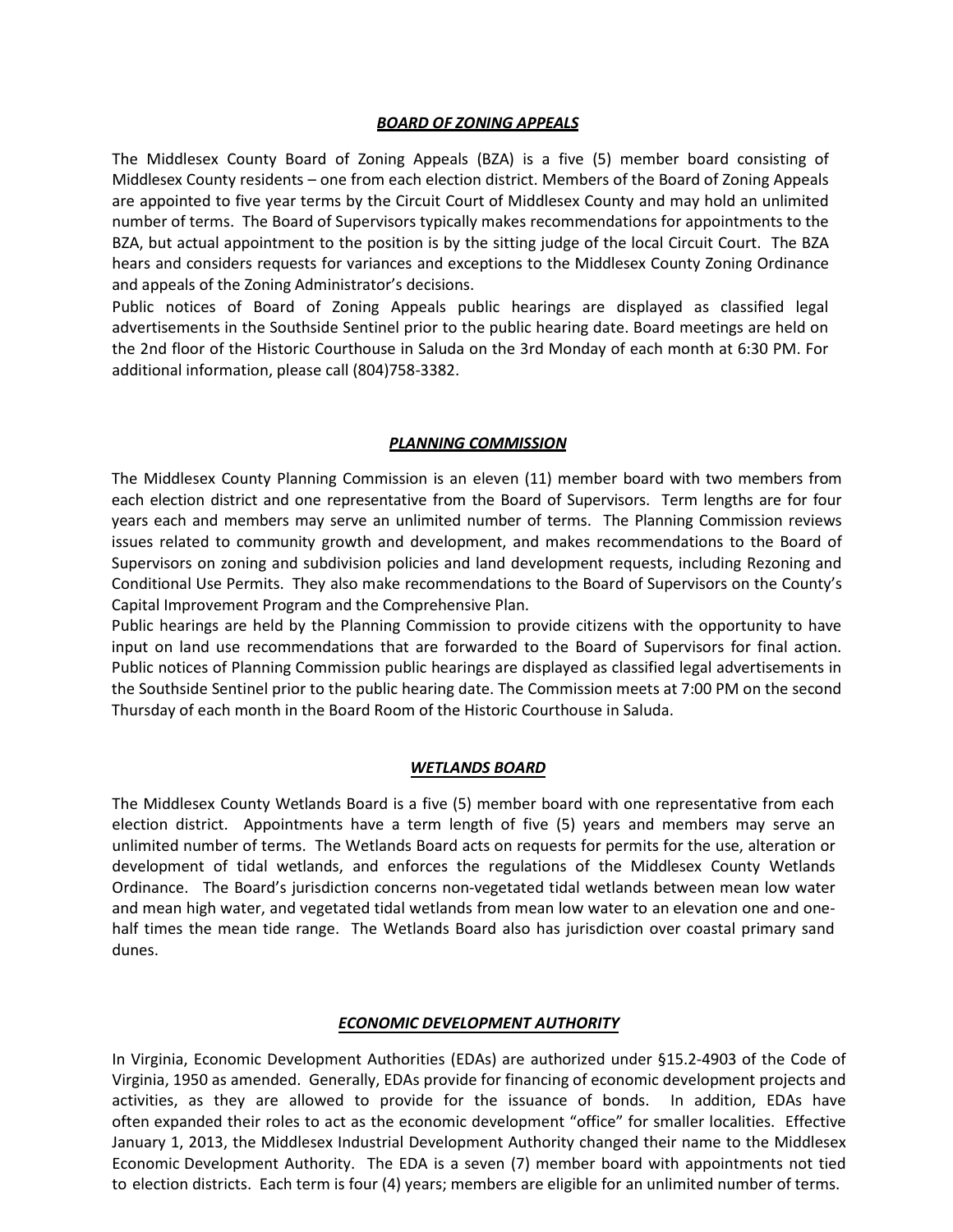## ***BOARD OF ZONING APPEALS***

The Middlesex County Board of Zoning Appeals (BZA) is a five (5) member board consisting of Middlesex County residents – one from each election district. Members of the Board of Zoning Appeals are appointed to five year terms by the Circuit Court of Middlesex County and may hold an unlimited number of terms. The Board of Supervisors typically makes recommendations for appointments to the BZA, but actual appointment to the position is by the sitting judge of the local Circuit Court. The BZA hears and considers requests for variances and exceptions to the Middlesex County Zoning Ordinance and appeals of the Zoning Administrator's decisions.

Public notices of Board of Zoning Appeals public hearings are displayed as classified legal advertisements in the Southside Sentinel prior to the public hearing date. Board meetings are held on the 2nd floor of the Historic Courthouse in Saluda on the 3rd Monday of each month at 6:30 PM. For additional information, please call (804)758-3382.

## ***PLANNING COMMISSION***

The Middlesex County Planning Commission is an eleven (11) member board with two members from each election district and one representative from the Board of Supervisors. Term lengths are for four years each and members may serve an unlimited number of terms. The Planning Commission reviews issues related to community growth and development, and makes recommendations to the Board of Supervisors on zoning and subdivision policies and land development requests, including Rezoning and Conditional Use Permits. They also make recommendations to the Board of Supervisors on the County's Capital Improvement Program and the Comprehensive Plan.

Public hearings are held by the Planning Commission to provide citizens with the opportunity to have input on land use recommendations that are forwarded to the Board of Supervisors for final action. Public notices of Planning Commission public hearings are displayed as classified legal advertisements in the Southside Sentinel prior to the public hearing date. The Commission meets at 7:00 PM on the second Thursday of each month in the Board Room of the Historic Courthouse in Saluda.

## ***WETLANDS BOARD***

The Middlesex County Wetlands Board is a five (5) member board with one representative from each election district. Appointments have a term length of five (5) years and members may serve an unlimited number of terms. The Wetlands Board acts on requests for permits for the use, alteration or development of tidal wetlands, and enforces the regulations of the Middlesex County Wetlands Ordinance. The Board's jurisdiction concerns non-vegetated tidal wetlands between mean low water and mean high water, and vegetated tidal wetlands from mean low water to an elevation one and one-half times the mean tide range. The Wetlands Board also has jurisdiction over coastal primary sand dunes.

## ***ECONOMIC DEVELOPMENT AUTHORITY***

In Virginia, Economic Development Authorities (EDAs) are authorized under §15.2-4903 of the Code of Virginia, 1950 as amended. Generally, EDAs provide for financing of economic development projects and activities, as they are allowed to provide for the issuance of bonds. In addition, EDAs have often expanded their roles to act as the economic development "office" for smaller localities. Effective January 1, 2013, the Middlesex Industrial Development Authority changed their name to the Middlesex Economic Development Authority. The EDA is a seven (7) member board with appointments not tied to election districts. Each term is four (4) years; members are eligible for an unlimited number of terms.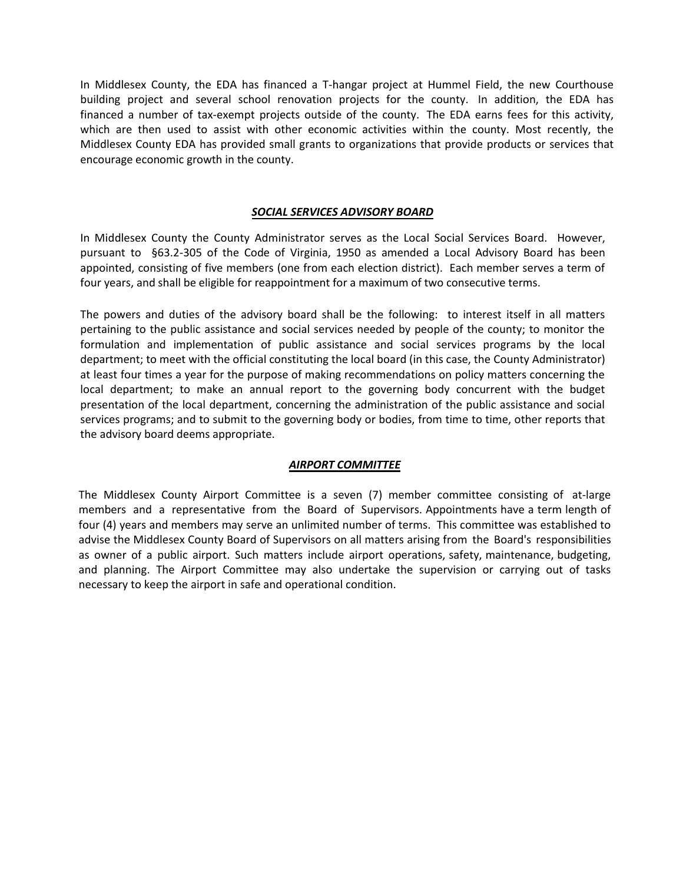In Middlesex County, the EDA has financed a T-hangar project at Hummel Field, the new Courthouse building project and several school renovation projects for the county. In addition, the EDA has financed a number of tax-exempt projects outside of the county. The EDA earns fees for this activity, which are then used to assist with other economic activities within the county. Most recently, the Middlesex County EDA has provided small grants to organizations that provide products or services that encourage economic growth in the county.

## ***SOCIAL SERVICES ADVISORY BOARD***

In Middlesex County the County Administrator serves as the Local Social Services Board. However, pursuant to §63.2-305 of the Code of Virginia, 1950 as amended a Local Advisory Board has been appointed, consisting of five members (one from each election district). Each member serves a term of four years, and shall be eligible for reappointment for a maximum of two consecutive terms.

The powers and duties of the advisory board shall be the following: to interest itself in all matters pertaining to the public assistance and social services needed by people of the county; to monitor the formulation and implementation of public assistance and social services programs by the local department; to meet with the official constituting the local board (in this case, the County Administrator) at least four times a year for the purpose of making recommendations on policy matters concerning the local department; to make an annual report to the governing body concurrent with the budget presentation of the local department, concerning the administration of the public assistance and social services programs; and to submit to the governing body or bodies, from time to time, other reports that the advisory board deems appropriate.

## ***AIRPORT COMMITTEE***

The Middlesex County Airport Committee is a seven (7) member committee consisting of at-large members and a representative from the Board of Supervisors. Appointments have a term length of four (4) years and members may serve an unlimited number of terms. This committee was established to advise the Middlesex County Board of Supervisors on all matters arising from the Board's responsibilities as owner of a public airport. Such matters include airport operations, safety, maintenance, budgeting, and planning. The Airport Committee may also undertake the supervision or carrying out of tasks necessary to keep the airport in safe and operational condition.